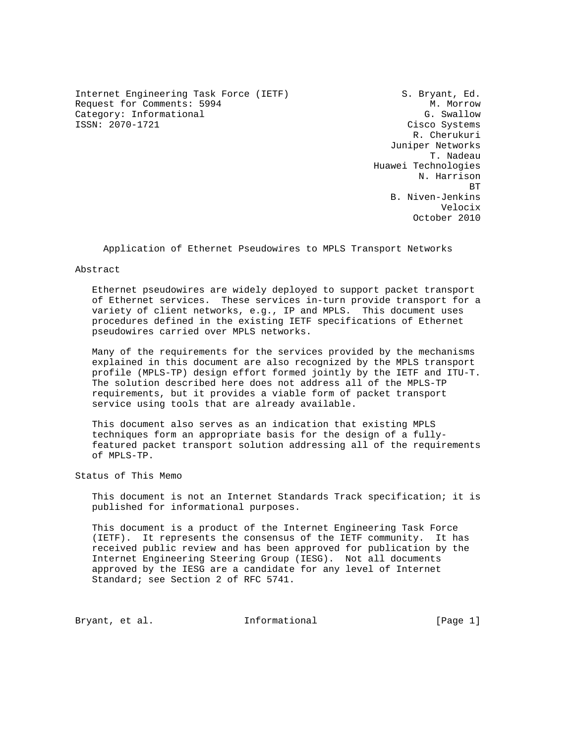Internet Engineering Task Force (IETF)
Request for Comments: 5994
Category: Informational
ISSN: 2070-1721

S. Bryant, Ed.
M. Morrow
G. Swallow
Cisco Systems
R. Cherukuri
Juniper Networks
T. Nadeau
Huawei Technologies
N. Harrison
BT
B. Niven-Jenkins
Velocix
October 2010

# Application of Ethernet Pseudowires to MPLS Transport Networks

## Abstract

Ethernet pseudowires are widely deployed to support packet transport of Ethernet services. These services in-turn provide transport for a variety of client networks, e.g., IP and MPLS. This document uses procedures defined in the existing IETF specifications of Ethernet pseudowires carried over MPLS networks.

Many of the requirements for the services provided by the mechanisms explained in this document are also recognized by the MPLS transport profile (MPLS-TP) design effort formed jointly by the IETF and ITU-T. The solution described here does not address all of the MPLS-TP requirements, but it provides a viable form of packet transport service using tools that are already available.

This document also serves as an indication that existing MPLS techniques form an appropriate basis for the design of a fully-featured packet transport solution addressing all of the requirements of MPLS-TP.

## Status of This Memo

This document is not an Internet Standards Track specification; it is published for informational purposes.

This document is a product of the Internet Engineering Task Force (IETF). It represents the consensus of the IETF community. It has received public review and has been approved for publication by the Internet Engineering Steering Group (IESG). Not all documents approved by the IESG are a candidate for any level of Internet Standard; see Section 2 of RFC 5741.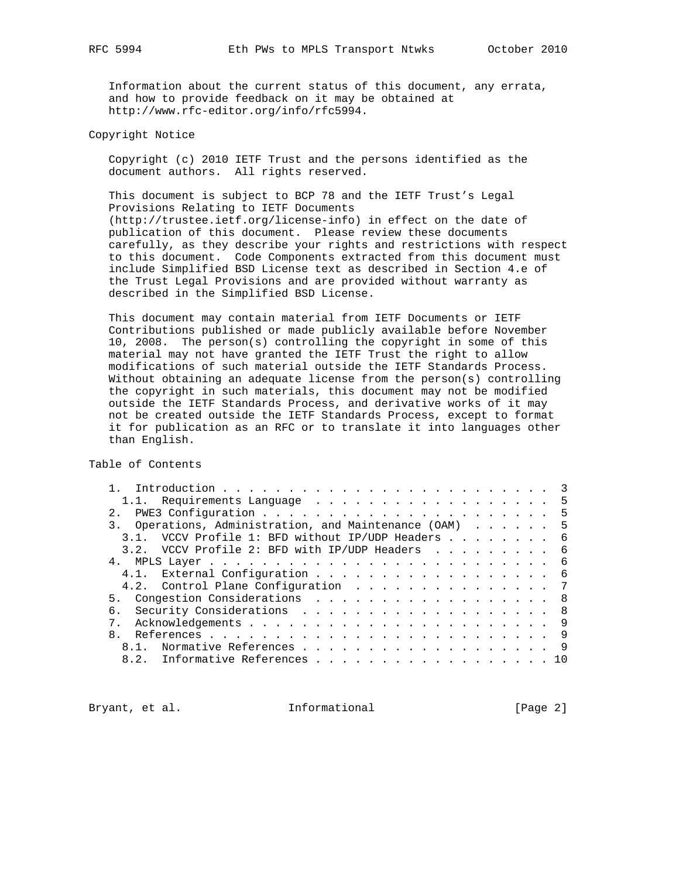Information about the current status of this document, any errata, and how to provide feedback on it may be obtained at http://www.rfc-editor.org/info/rfc5994.

## Copyright Notice

Copyright (c) 2010 IETF Trust and the persons identified as the document authors. All rights reserved.

This document is subject to BCP 78 and the IETF Trust's Legal Provisions Relating to IETF Documents (http://trustee.ietf.org/license-info) in effect on the date of publication of this document. Please review these documents carefully, as they describe your rights and restrictions with respect to this document. Code Components extracted from this document must include Simplified BSD License text as described in Section 4.e of the Trust Legal Provisions and are provided without warranty as described in the Simplified BSD License.

This document may contain material from IETF Documents or IETF Contributions published or made publicly available before November 10, 2008. The person(s) controlling the copyright in some of this material may not have granted the IETF Trust the right to allow modifications of such material outside the IETF Standards Process. Without obtaining an adequate license from the person(s) controlling the copyright in such materials, this document may not be modified outside the IETF Standards Process, and derivative works of it may not be created outside the IETF Standards Process, except to format it for publication as an RFC or to translate it into languages other than English.

## Table of Contents

```
   1.  Introduction . . . . . . . . . . . . . . . . . . . . . . . . .  3
     1.1.  Requirements Language  . . . . . . . . . . . . . . . . . .  5
   2.  PWE3 Configuration . . . . . . . . . . . . . . . . . . . . . .  5
   3.  Operations, Administration, and Maintenance (OAM) . . . . . .  5
     3.1.  VCCV Profile 1: BFD without IP/UDP Headers . . . . . . . .  6
     3.2.  VCCV Profile 2: BFD with IP/UDP Headers  . . . . . . . . .  6
   4.  MPLS Layer . . . . . . . . . . . . . . . . . . . . . . . . . .  6
     4.1.  External Configuration . . . . . . . . . . . . . . . . . .  6
     4.2.  Control Plane Configuration  . . . . . . . . . . . . . . .  7
   5.  Congestion Considerations  . . . . . . . . . . . . . . . . . .  8
   6.  Security Considerations  . . . . . . . . . . . . . . . . . . .  8
   7.  Acknowledgements . . . . . . . . . . . . . . . . . . . . . . .  9
   8.  References . . . . . . . . . . . . . . . . . . . . . . . . . .  9
     8.1.  Normative References . . . . . . . . . . . . . . . . . . .  9
     8.2.  Informative References . . . . . . . . . . . . . . . . . . 10
```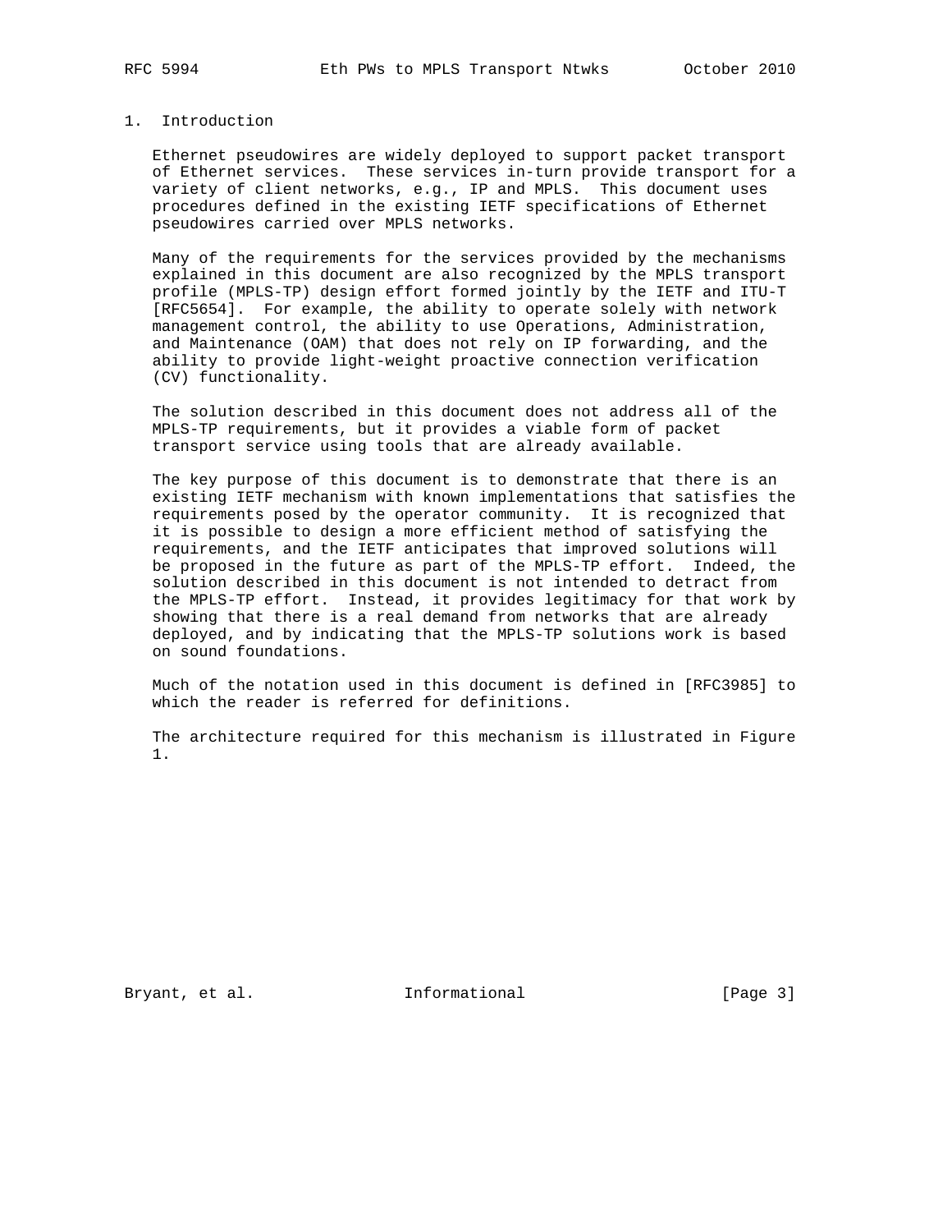# 1. Introduction

Ethernet pseudowires are widely deployed to support packet transport of Ethernet services. These services in-turn provide transport for a variety of client networks, e.g., IP and MPLS. This document uses procedures defined in the existing IETF specifications of Ethernet pseudowires carried over MPLS networks.

Many of the requirements for the services provided by the mechanisms explained in this document are also recognized by the MPLS transport profile (MPLS-TP) design effort formed jointly by the IETF and ITU-T [RFC5654]. For example, the ability to operate solely with network management control, the ability to use Operations, Administration, and Maintenance (OAM) that does not rely on IP forwarding, and the ability to provide light-weight proactive connection verification (CV) functionality.

The solution described in this document does not address all of the MPLS-TP requirements, but it provides a viable form of packet transport service using tools that are already available.

The key purpose of this document is to demonstrate that there is an existing IETF mechanism with known implementations that satisfies the requirements posed by the operator community. It is recognized that it is possible to design a more efficient method of satisfying the requirements, and the IETF anticipates that improved solutions will be proposed in the future as part of the MPLS-TP effort. Indeed, the solution described in this document is not intended to detract from the MPLS-TP effort. Instead, it provides legitimacy for that work by showing that there is a real demand from networks that are already deployed, and by indicating that the MPLS-TP solutions work is based on sound foundations.

Much of the notation used in this document is defined in [RFC3985] to which the reader is referred for definitions.

The architecture required for this mechanism is illustrated in Figure 1.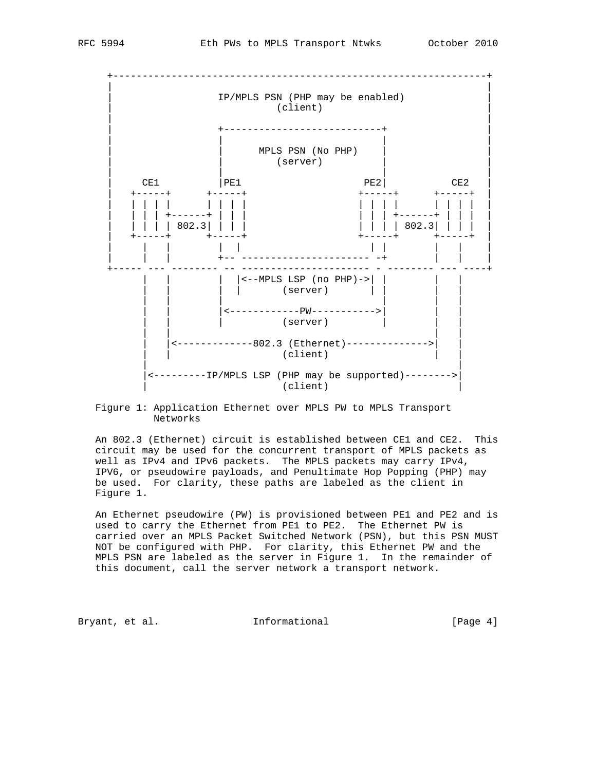```
     +-----------------------------------------------------------------+
     |                                                                 |
     |                  IP/MPLS PSN (PHP may be enabled)               |
     |                             (client)                            |
     |                                                                 |
     |                  +----------------------------+                 |
     |                  |                            |                 |
     |                  |      MPLS PSN (No PHP)     |                 |
     |                  |         (server)           |                 |
     |                  |                            |                 |
     |    CE1           |PE1                      PE2|           CE2   |
     |   +-----+      +-----+                   +-----+      +-----+   |
     |   | | | |      | | | |                   | | | |      | | | |   |
     |   | | | +------+ | | |                   | | | +------+ | | |   |
     |   | | | | 802.3| | | |                   | | | | 802.3| | | |   |
     |   +-----+      +-----+                   +-----+      +-----+   |
     |     |   |        |  |                      | |        |   |     |
     |     |   |        +-- ---------------------- -+        |   |     |
     +------ --- -------- -- --------------------- - -------- --- ----+
           |   |        |  |<--MPLS LSP (no PHP)->| |        |   |
           |   |        |  |       (server)       | |        |   |
           |   |        |                           |        |   |
           |   |        |<------------PW----------->|        |   |
           |   |        |          (server)         |        |   |
           |   |                                             |   |
           |   |<-------------802.3 (Ethernet)-------------->|   |
           |   |                 (client)                    |   |
           |                                                     |
           |<---------IP/MPLS LSP (PHP may be supported)-------->|
           |                     (client)                        |
```

Figure 1: Application Ethernet over MPLS PW to MPLS Transport Networks

An 802.3 (Ethernet) circuit is established between CE1 and CE2. This circuit may be used for the concurrent transport of MPLS packets as well as IPv4 and IPv6 packets. The MPLS packets may carry IPv4, IPV6, or pseudowire payloads, and Penultimate Hop Popping (PHP) may be used. For clarity, these paths are labeled as the client in Figure 1.

An Ethernet pseudowire (PW) is provisioned between PE1 and PE2 and is used to carry the Ethernet from PE1 to PE2. The Ethernet PW is carried over an MPLS Packet Switched Network (PSN), but this PSN MUST NOT be configured with PHP. For clarity, this Ethernet PW and the MPLS PSN are labeled as the server in Figure 1. In the remainder of this document, call the server network a transport network.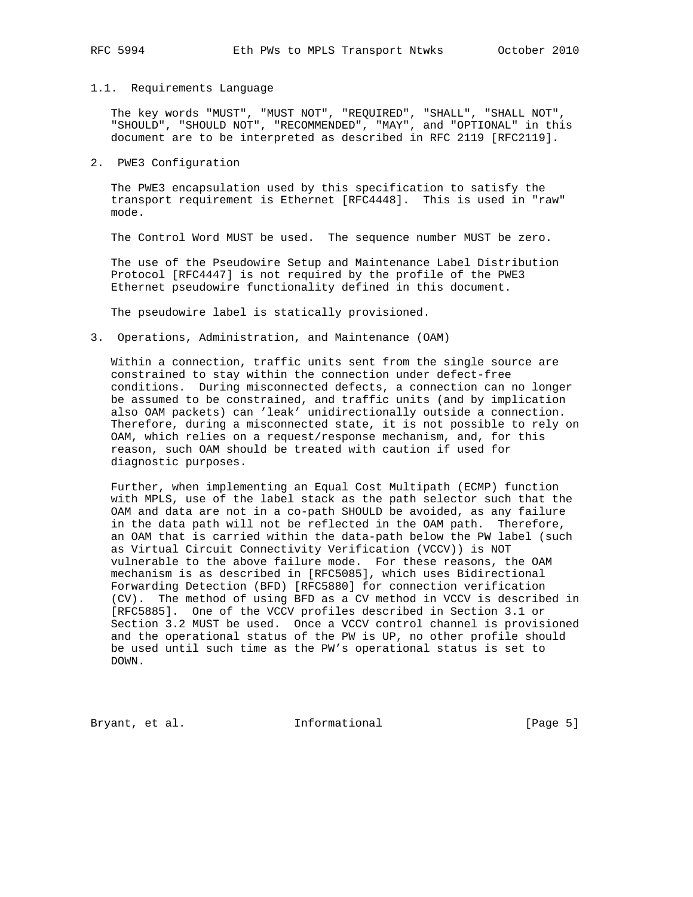### 1.1. Requirements Language

The key words "MUST", "MUST NOT", "REQUIRED", "SHALL", "SHALL NOT", "SHOULD", "SHOULD NOT", "RECOMMENDED", "MAY", and "OPTIONAL" in this document are to be interpreted as described in RFC 2119 [RFC2119].

## 2. PWE3 Configuration

The PWE3 encapsulation used by this specification to satisfy the transport requirement is Ethernet [RFC4448]. This is used in "raw" mode.

The Control Word MUST be used. The sequence number MUST be zero.

The use of the Pseudowire Setup and Maintenance Label Distribution Protocol [RFC4447] is not required by the profile of the PWE3 Ethernet pseudowire functionality defined in this document.

The pseudowire label is statically provisioned.

## 3. Operations, Administration, and Maintenance (OAM)

Within a connection, traffic units sent from the single source are constrained to stay within the connection under defect-free conditions. During misconnected defects, a connection can no longer be assumed to be constrained, and traffic units (and by implication also OAM packets) can 'leak' unidirectionally outside a connection. Therefore, during a misconnected state, it is not possible to rely on OAM, which relies on a request/response mechanism, and, for this reason, such OAM should be treated with caution if used for diagnostic purposes.

Further, when implementing an Equal Cost Multipath (ECMP) function with MPLS, use of the label stack as the path selector such that the OAM and data are not in a co-path SHOULD be avoided, as any failure in the data path will not be reflected in the OAM path. Therefore, an OAM that is carried within the data-path below the PW label (such as Virtual Circuit Connectivity Verification (VCCV)) is NOT vulnerable to the above failure mode. For these reasons, the OAM mechanism is as described in [RFC5085], which uses Bidirectional Forwarding Detection (BFD) [RFC5880] for connection verification (CV). The method of using BFD as a CV method in VCCV is described in [RFC5885]. One of the VCCV profiles described in Section 3.1 or Section 3.2 MUST be used. Once a VCCV control channel is provisioned and the operational status of the PW is UP, no other profile should be used until such time as the PW's operational status is set to DOWN.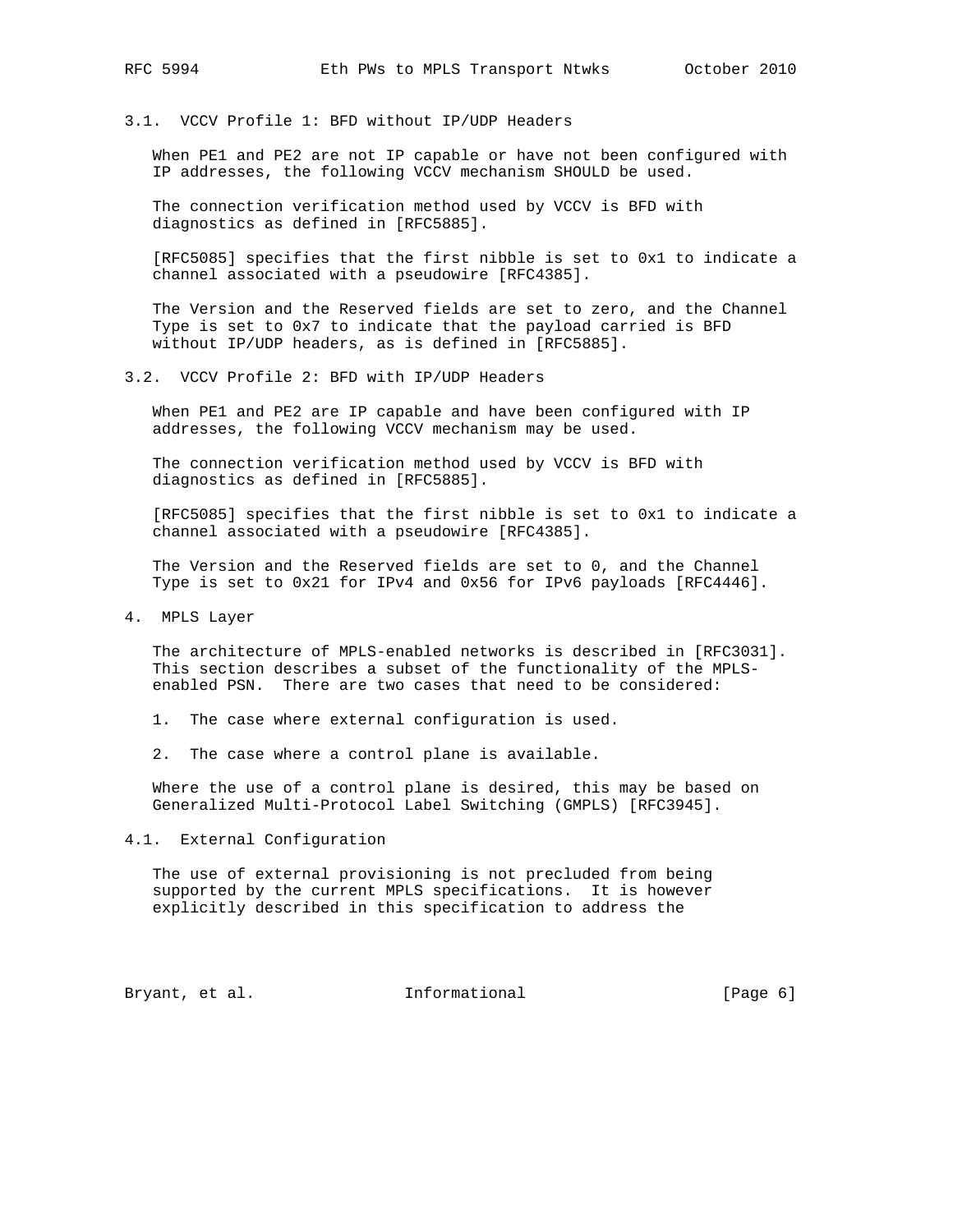### 3.1. VCCV Profile 1: BFD without IP/UDP Headers

When PE1 and PE2 are not IP capable or have not been configured with IP addresses, the following VCCV mechanism SHOULD be used.

The connection verification method used by VCCV is BFD with diagnostics as defined in [RFC5885].

[RFC5085] specifies that the first nibble is set to 0x1 to indicate a channel associated with a pseudowire [RFC4385].

The Version and the Reserved fields are set to zero, and the Channel Type is set to 0x7 to indicate that the payload carried is BFD without IP/UDP headers, as is defined in [RFC5885].

### 3.2. VCCV Profile 2: BFD with IP/UDP Headers

When PE1 and PE2 are IP capable and have been configured with IP addresses, the following VCCV mechanism may be used.

The connection verification method used by VCCV is BFD with diagnostics as defined in [RFC5885].

[RFC5085] specifies that the first nibble is set to 0x1 to indicate a channel associated with a pseudowire [RFC4385].

The Version and the Reserved fields are set to 0, and the Channel Type is set to 0x21 for IPv4 and 0x56 for IPv6 payloads [RFC4446].

## 4. MPLS Layer

The architecture of MPLS-enabled networks is described in [RFC3031]. This section describes a subset of the functionality of the MPLS-enabled PSN. There are two cases that need to be considered:

1. The case where external configuration is used.

2. The case where a control plane is available.

Where the use of a control plane is desired, this may be based on Generalized Multi-Protocol Label Switching (GMPLS) [RFC3945].

### 4.1. External Configuration

The use of external provisioning is not precluded from being supported by the current MPLS specifications. It is however explicitly described in this specification to address the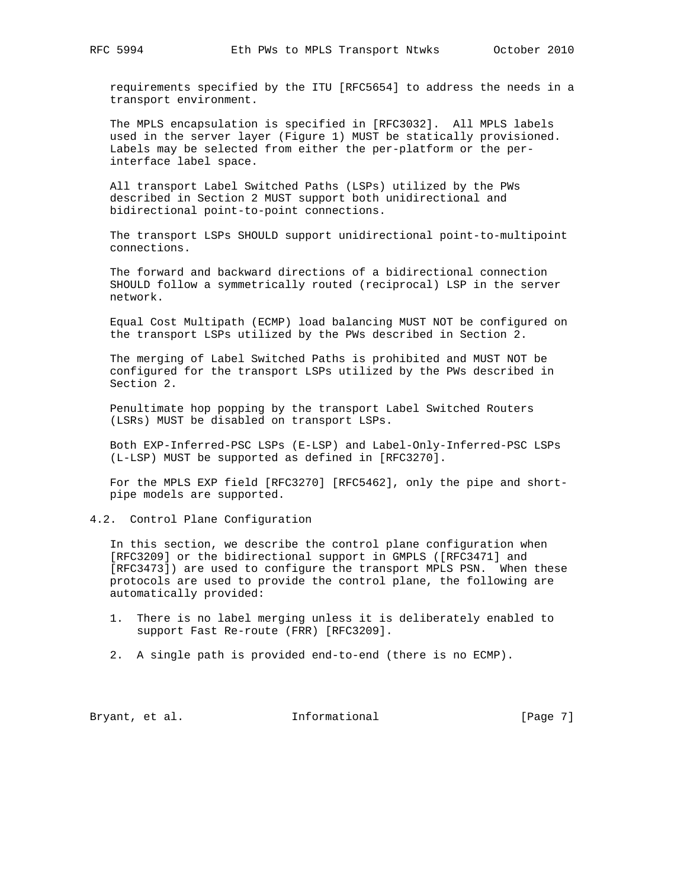requirements specified by the ITU [RFC5654] to address the needs in a transport environment.

The MPLS encapsulation is specified in [RFC3032]. All MPLS labels used in the server layer (Figure 1) MUST be statically provisioned. Labels may be selected from either the per-platform or the per-interface label space.

All transport Label Switched Paths (LSPs) utilized by the PWs described in Section 2 MUST support both unidirectional and bidirectional point-to-point connections.

The transport LSPs SHOULD support unidirectional point-to-multipoint connections.

The forward and backward directions of a bidirectional connection SHOULD follow a symmetrically routed (reciprocal) LSP in the server network.

Equal Cost Multipath (ECMP) load balancing MUST NOT be configured on the transport LSPs utilized by the PWs described in Section 2.

The merging of Label Switched Paths is prohibited and MUST NOT be configured for the transport LSPs utilized by the PWs described in Section 2.

Penultimate hop popping by the transport Label Switched Routers (LSRs) MUST be disabled on transport LSPs.

Both EXP-Inferred-PSC LSPs (E-LSP) and Label-Only-Inferred-PSC LSPs (L-LSP) MUST be supported as defined in [RFC3270].

For the MPLS EXP field [RFC3270] [RFC5462], only the pipe and short-pipe models are supported.

## 4.2. Control Plane Configuration

In this section, we describe the control plane configuration when [RFC3209] or the bidirectional support in GMPLS ([RFC3471] and [RFC3473]) are used to configure the transport MPLS PSN. When these protocols are used to provide the control plane, the following are automatically provided:

1. There is no label merging unless it is deliberately enabled to support Fast Re-route (FRR) [RFC3209].

2. A single path is provided end-to-end (there is no ECMP).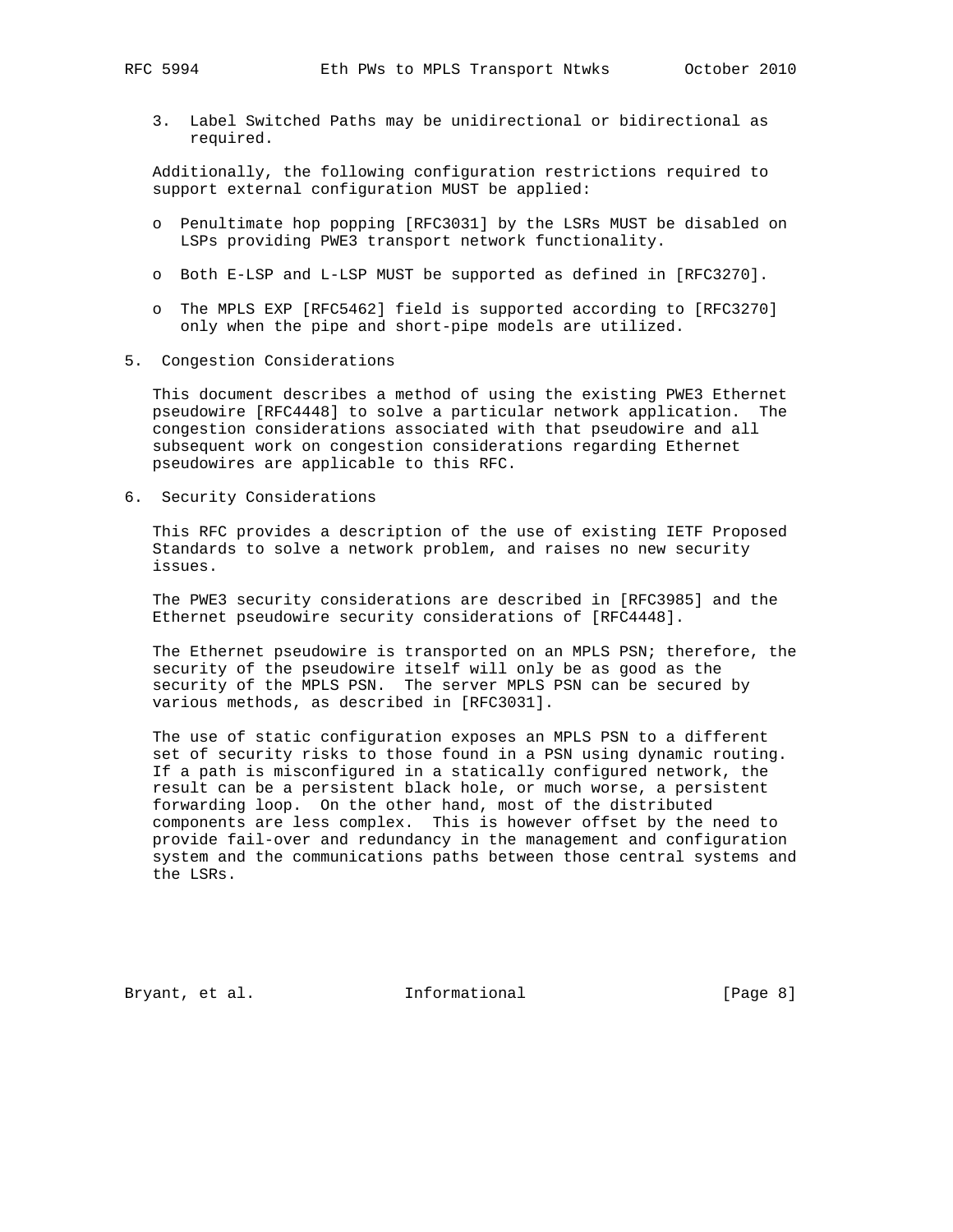3. Label Switched Paths may be unidirectional or bidirectional as required.

Additionally, the following configuration restrictions required to support external configuration MUST be applied:

- Penultimate hop popping [RFC3031] by the LSRs MUST be disabled on LSPs providing PWE3 transport network functionality.
- Both E-LSP and L-LSP MUST be supported as defined in [RFC3270].
- The MPLS EXP [RFC5462] field is supported according to [RFC3270] only when the pipe and short-pipe models are utilized.

## 5. Congestion Considerations

This document describes a method of using the existing PWE3 Ethernet pseudowire [RFC4448] to solve a particular network application. The congestion considerations associated with that pseudowire and all subsequent work on congestion considerations regarding Ethernet pseudowires are applicable to this RFC.

## 6. Security Considerations

This RFC provides a description of the use of existing IETF Proposed Standards to solve a network problem, and raises no new security issues.

The PWE3 security considerations are described in [RFC3985] and the Ethernet pseudowire security considerations of [RFC4448].

The Ethernet pseudowire is transported on an MPLS PSN; therefore, the security of the pseudowire itself will only be as good as the security of the MPLS PSN. The server MPLS PSN can be secured by various methods, as described in [RFC3031].

The use of static configuration exposes an MPLS PSN to a different set of security risks to those found in a PSN using dynamic routing. If a path is misconfigured in a statically configured network, the result can be a persistent black hole, or much worse, a persistent forwarding loop. On the other hand, most of the distributed components are less complex. This is however offset by the need to provide fail-over and redundancy in the management and configuration system and the communications paths between those central systems and the LSRs.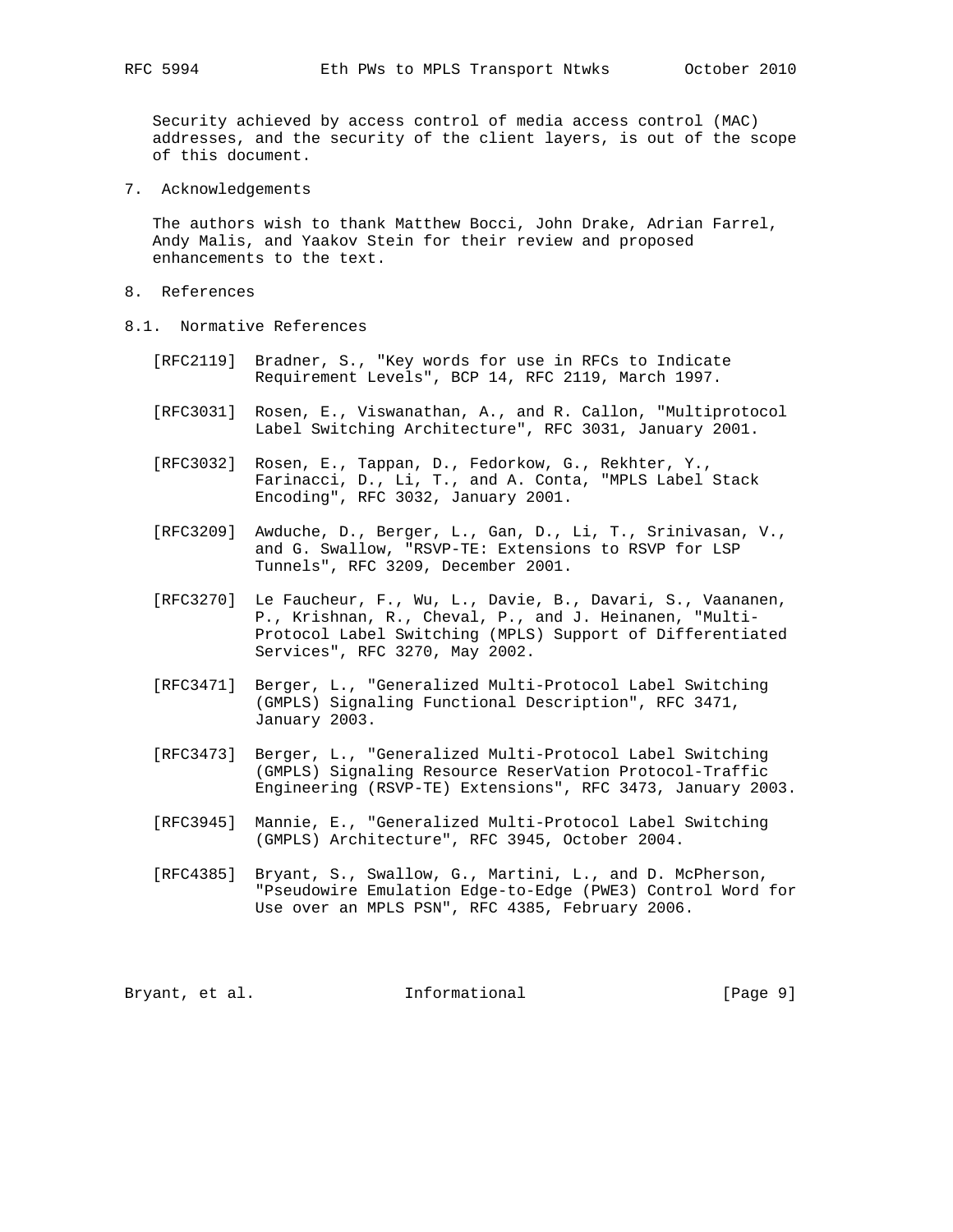Security achieved by access control of media access control (MAC) addresses, and the security of the client layers, is out of the scope of this document.

## 7. Acknowledgements

The authors wish to thank Matthew Bocci, John Drake, Adrian Farrel, Andy Malis, and Yaakov Stein for their review and proposed enhancements to the text.

## 8. References

### 8.1. Normative References

[RFC2119] Bradner, S., "Key words for use in RFCs to Indicate Requirement Levels", BCP 14, RFC 2119, March 1997.

[RFC3031] Rosen, E., Viswanathan, A., and R. Callon, "Multiprotocol Label Switching Architecture", RFC 3031, January 2001.

[RFC3032] Rosen, E., Tappan, D., Fedorkow, G., Rekhter, Y., Farinacci, D., Li, T., and A. Conta, "MPLS Label Stack Encoding", RFC 3032, January 2001.

[RFC3209] Awduche, D., Berger, L., Gan, D., Li, T., Srinivasan, V., and G. Swallow, "RSVP-TE: Extensions to RSVP for LSP Tunnels", RFC 3209, December 2001.

[RFC3270] Le Faucheur, F., Wu, L., Davie, B., Davari, S., Vaananen, P., Krishnan, R., Cheval, P., and J. Heinanen, "Multi-Protocol Label Switching (MPLS) Support of Differentiated Services", RFC 3270, May 2002.

[RFC3471] Berger, L., "Generalized Multi-Protocol Label Switching (GMPLS) Signaling Functional Description", RFC 3471, January 2003.

[RFC3473] Berger, L., "Generalized Multi-Protocol Label Switching (GMPLS) Signaling Resource ReserVation Protocol-Traffic Engineering (RSVP-TE) Extensions", RFC 3473, January 2003.

[RFC3945] Mannie, E., "Generalized Multi-Protocol Label Switching (GMPLS) Architecture", RFC 3945, October 2004.

[RFC4385] Bryant, S., Swallow, G., Martini, L., and D. McPherson, "Pseudowire Emulation Edge-to-Edge (PWE3) Control Word for Use over an MPLS PSN", RFC 4385, February 2006.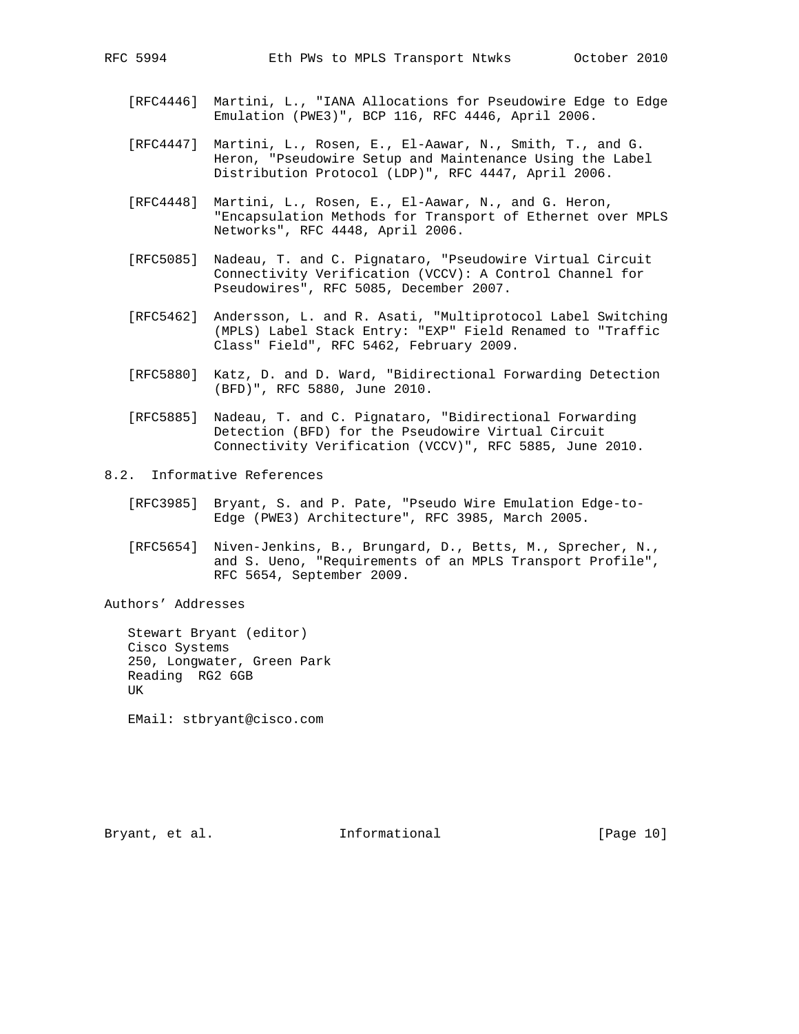[RFC4446] Martini, L., "IANA Allocations for Pseudowire Edge to Edge Emulation (PWE3)", BCP 116, RFC 4446, April 2006.

[RFC4447] Martini, L., Rosen, E., El-Aawar, N., Smith, T., and G. Heron, "Pseudowire Setup and Maintenance Using the Label Distribution Protocol (LDP)", RFC 4447, April 2006.

[RFC4448] Martini, L., Rosen, E., El-Aawar, N., and G. Heron, "Encapsulation Methods for Transport of Ethernet over MPLS Networks", RFC 4448, April 2006.

[RFC5085] Nadeau, T. and C. Pignataro, "Pseudowire Virtual Circuit Connectivity Verification (VCCV): A Control Channel for Pseudowires", RFC 5085, December 2007.

[RFC5462] Andersson, L. and R. Asati, "Multiprotocol Label Switching (MPLS) Label Stack Entry: "EXP" Field Renamed to "Traffic Class" Field", RFC 5462, February 2009.

[RFC5880] Katz, D. and D. Ward, "Bidirectional Forwarding Detection (BFD)", RFC 5880, June 2010.

[RFC5885] Nadeau, T. and C. Pignataro, "Bidirectional Forwarding Detection (BFD) for the Pseudowire Virtual Circuit Connectivity Verification (VCCV)", RFC 5885, June 2010.

## 8.2. Informative References

[RFC3985] Bryant, S. and P. Pate, "Pseudo Wire Emulation Edge-to-Edge (PWE3) Architecture", RFC 3985, March 2005.

[RFC5654] Niven-Jenkins, B., Brungard, D., Betts, M., Sprecher, N., and S. Ueno, "Requirements of an MPLS Transport Profile", RFC 5654, September 2009.

## Authors' Addresses

Stewart Bryant (editor)
Cisco Systems
250, Longwater, Green Park
Reading RG2 6GB
UK

EMail: stbryant@cisco.com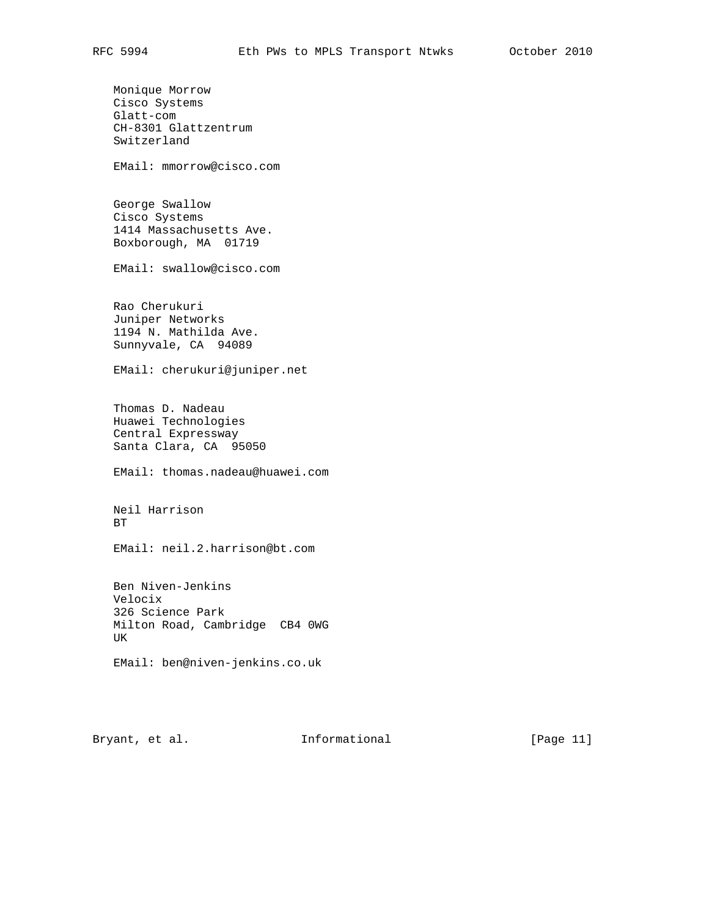Monique Morrow
Cisco Systems
Glatt-com
CH-8301 Glattzentrum
Switzerland

EMail: mmorrow@cisco.com

George Swallow
Cisco Systems
1414 Massachusetts Ave.
Boxborough, MA  01719

EMail: swallow@cisco.com

Rao Cherukuri
Juniper Networks
1194 N. Mathilda Ave.
Sunnyvale, CA  94089

EMail: cherukuri@juniper.net

Thomas D. Nadeau
Huawei Technologies
Central Expressway
Santa Clara, CA  95050

EMail: thomas.nadeau@huawei.com

Neil Harrison
BT

EMail: neil.2.harrison@bt.com

Ben Niven-Jenkins
Velocix
326 Science Park
Milton Road, Cambridge  CB4 0WG
UK

EMail: ben@niven-jenkins.co.uk